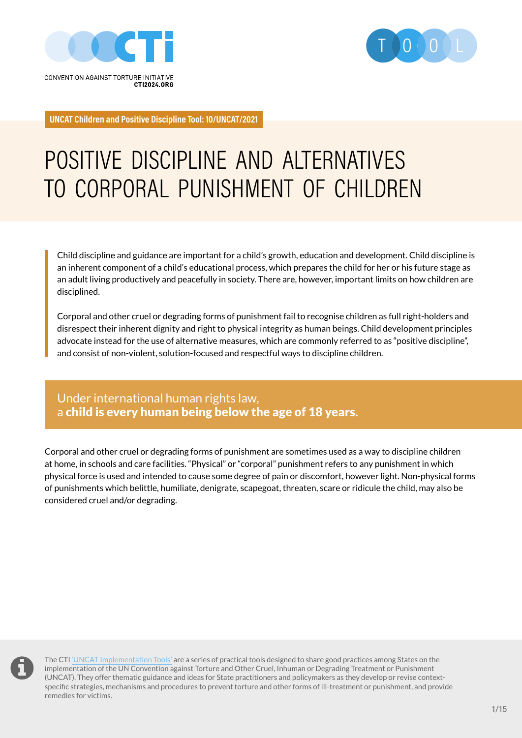CONVENTION AGAINST TORTURE INITIATIVE
CTI2024.ORG

**UNCAT Children and Positive Discipline Tool: 10/UNCAT/2021**

# POSITIVE DISCIPLINE AND ALTERNATIVES TO CORPORAL PUNISHMENT OF CHILDREN

Child discipline and guidance are important for a child's growth, education and development. Child discipline is an inherent component of a child's educational process, which prepares the child for her or his future stage as an adult living productively and peacefully in society. There are, however, important limits on how children are disciplined.

Corporal and other cruel or degrading forms of punishment fail to recognise children as full right-holders and disrespect their inherent dignity and right to physical integrity as human beings. Child development principles advocate instead for the use of alternative measures, which are commonly referred to as "positive discipline", and consist of non-violent, solution-focused and respectful ways to discipline children.

Under international human rights law, a **child is every human being below the age of 18 years.**

Corporal and other cruel or degrading forms of punishment are sometimes used as a way to discipline children at home, in schools and care facilities. "Physical" or "corporal" punishment refers to any punishment in which physical force is used and intended to cause some degree of pain or discomfort, however light. Non-physical forms of punishments which belittle, humiliate, denigrate, scapegoat, threaten, scare or ridicule the child, may also be considered cruel and/or degrading.

The CTI 'UNCAT Implementation Tools' are a series of practical tools designed to share good practices among States on the implementation of the UN Convention against Torture and Other Cruel, Inhuman or Degrading Treatment or Punishment (UNCAT). They offer thematic guidance and ideas for State practitioners and policymakers as they develop or revise context-specific strategies, mechanisms and procedures to prevent torture and other forms of ill-treatment or punishment, and provide remedies for victims.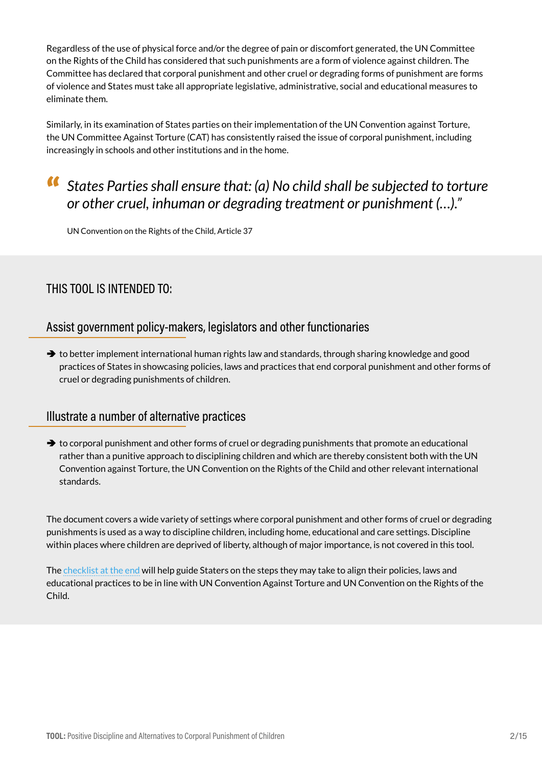Regardless of the use of physical force and/or the degree of pain or discomfort generated, the UN Committee on the Rights of the Child has considered that such punishments are a form of violence against children. The Committee has declared that corporal punishment and other cruel or degrading forms of punishment are forms of violence and States must take all appropriate legislative, administrative, social and educational measures to eliminate them.

Similarly, in its examination of States parties on their implementation of the UN Convention against Torture, the UN Committee Against Torture (CAT) has consistently raised the issue of corporal punishment, including increasingly in schools and other institutions and in the home.

> *"States Parties shall ensure that: (a) No child shall be subjected to torture or other cruel, inhuman or degrading treatment or punishment (…)."*
>
> UN Convention on the Rights of the Child, Article 37

## THIS TOOL IS INTENDED TO:

### Assist government policy-makers, legislators and other functionaries

- ➔ to better implement international human rights law and standards, through sharing knowledge and good practices of States in showcasing policies, laws and practices that end corporal punishment and other forms of cruel or degrading punishments of children.

### Illustrate a number of alternative practices

- ➔ to corporal punishment and other forms of cruel or degrading punishments that promote an educational rather than a punitive approach to disciplining children and which are thereby consistent both with the UN Convention against Torture, the UN Convention on the Rights of the Child and other relevant international standards.

The document covers a wide variety of settings where corporal punishment and other forms of cruel or degrading punishments is used as a way to discipline children, including home, educational and care settings. Discipline within places where children are deprived of liberty, although of major importance, is not covered in this tool.

The checklist at the end will help guide Staters on the steps they may take to align their policies, laws and educational practices to be in line with UN Convention Against Torture and UN Convention on the Rights of the Child.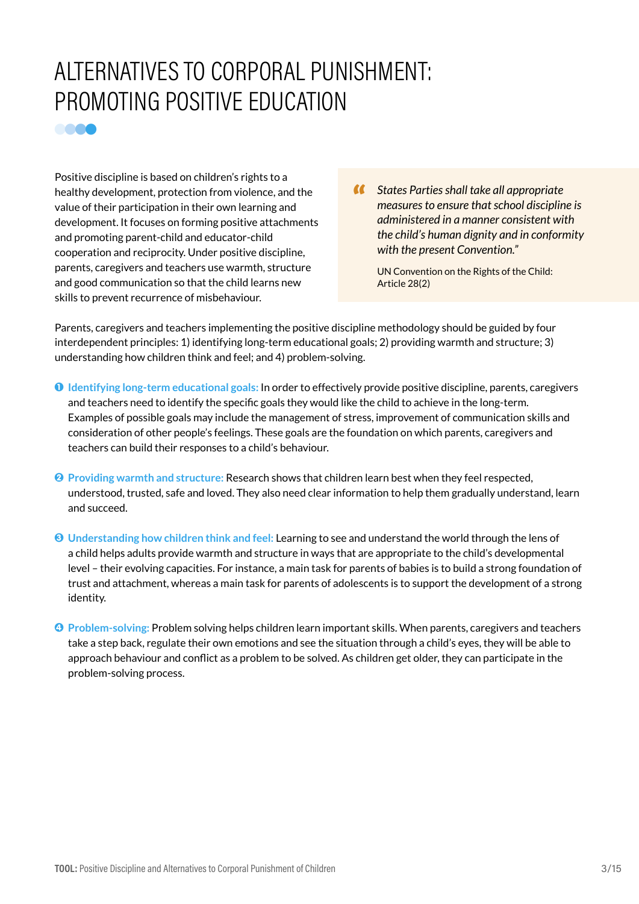# ALTERNATIVES TO CORPORAL PUNISHMENT: PROMOTING POSITIVE EDUCATION

Positive discipline is based on children's rights to a healthy development, protection from violence, and the value of their participation in their own learning and development. It focuses on forming positive attachments and promoting parent-child and educator-child cooperation and reciprocity. Under positive discipline, parents, caregivers and teachers use warmth, structure and good communication so that the child learns new skills to prevent recurrence of misbehaviour.

> *"States Parties shall take all appropriate measures to ensure that school discipline is administered in a manner consistent with the child's human dignity and in conformity with the present Convention."*
>
> UN Convention on the Rights of the Child: Article 28(2)

Parents, caregivers and teachers implementing the positive discipline methodology should be guided by four interdependent principles: 1) identifying long-term educational goals; 2) providing warmth and structure; 3) understanding how children think and feel; and 4) problem-solving.

1. **Identifying long-term educational goals:** In order to effectively provide positive discipline, parents, caregivers and teachers need to identify the specific goals they would like the child to achieve in the long-term. Examples of possible goals may include the management of stress, improvement of communication skills and consideration of other people's feelings. These goals are the foundation on which parents, caregivers and teachers can build their responses to a child's behaviour.

2. **Providing warmth and structure:** Research shows that children learn best when they feel respected, understood, trusted, safe and loved. They also need clear information to help them gradually understand, learn and succeed.

3. **Understanding how children think and feel:** Learning to see and understand the world through the lens of a child helps adults provide warmth and structure in ways that are appropriate to the child's developmental level – their evolving capacities. For instance, a main task for parents of babies is to build a strong foundation of trust and attachment, whereas a main task for parents of adolescents is to support the development of a strong identity.

4. **Problem-solving:** Problem solving helps children learn important skills. When parents, caregivers and teachers take a step back, regulate their own emotions and see the situation through a child's eyes, they will be able to approach behaviour and conflict as a problem to be solved. As children get older, they can participate in the problem-solving process.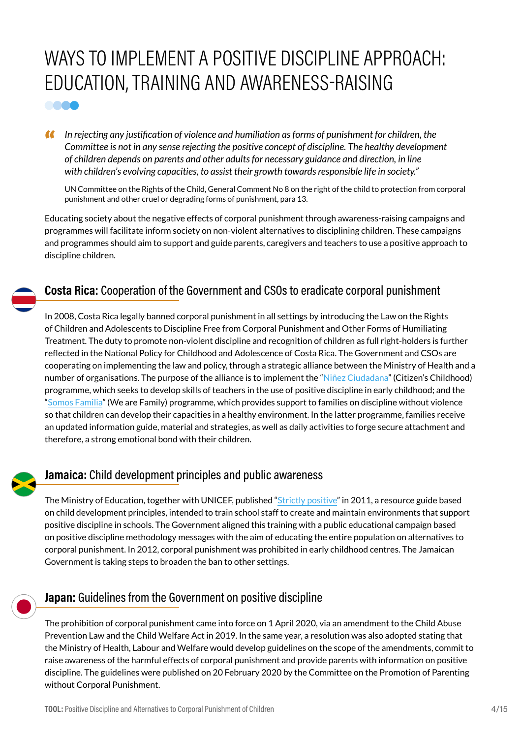# WAYS TO IMPLEMENT A POSITIVE DISCIPLINE APPROACH: EDUCATION, TRAINING AND AWARENESS-RAISING

> *In rejecting any justification of violence and humiliation as forms of punishment for children, the Committee is not in any sense rejecting the positive concept of discipline. The healthy development of children depends on parents and other adults for necessary guidance and direction, in line with children's evolving capacities, to assist their growth towards responsible life in society."*
>
> UN Committee on the Rights of the Child, General Comment No 8 on the right of the child to protection from corporal punishment and other cruel or degrading forms of punishment, para 13.

Educating society about the negative effects of corporal punishment through awareness-raising campaigns and programmes will facilitate inform society on non-violent alternatives to disciplining children. These campaigns and programmes should aim to support and guide parents, caregivers and teachers to use a positive approach to discipline children.

## **Costa Rica:** Cooperation of the Government and CSOs to eradicate corporal punishment

In 2008, Costa Rica legally banned corporal punishment in all settings by introducing the Law on the Rights of Children and Adolescents to Discipline Free from Corporal Punishment and Other Forms of Humiliating Treatment. The duty to promote non-violent discipline and recognition of children as full right-holders is further reflected in the National Policy for Childhood and Adolescence of Costa Rica. The Government and CSOs are cooperating on implementing the law and policy, through a strategic alliance between the Ministry of Health and a number of organisations. The purpose of the alliance is to implement the "Niñez Ciudadana" (Citizen's Childhood) programme, which seeks to develop skills of teachers in the use of positive discipline in early childhood; and the "Somos Familia" (We are Family) programme, which provides support to families on discipline without violence so that children can develop their capacities in a healthy environment. In the latter programme, families receive an updated information guide, material and strategies, as well as daily activities to forge secure attachment and therefore, a strong emotional bond with their children.

## **Jamaica:** Child development principles and public awareness

The Ministry of Education, together with UNICEF, published "Strictly positive" in 2011, a resource guide based on child development principles, intended to train school staff to create and maintain environments that support positive discipline in schools. The Government aligned this training with a public educational campaign based on positive discipline methodology messages with the aim of educating the entire population on alternatives to corporal punishment. In 2012, corporal punishment was prohibited in early childhood centres. The Jamaican Government is taking steps to broaden the ban to other settings.

## **Japan:** Guidelines from the Government on positive discipline

The prohibition of corporal punishment came into force on 1 April 2020, via an amendment to the Child Abuse Prevention Law and the Child Welfare Act in 2019. In the same year, a resolution was also adopted stating that the Ministry of Health, Labour and Welfare would develop guidelines on the scope of the amendments, commit to raise awareness of the harmful effects of corporal punishment and provide parents with information on positive discipline. The guidelines were published on 20 February 2020 by the Committee on the Promotion of Parenting without Corporal Punishment.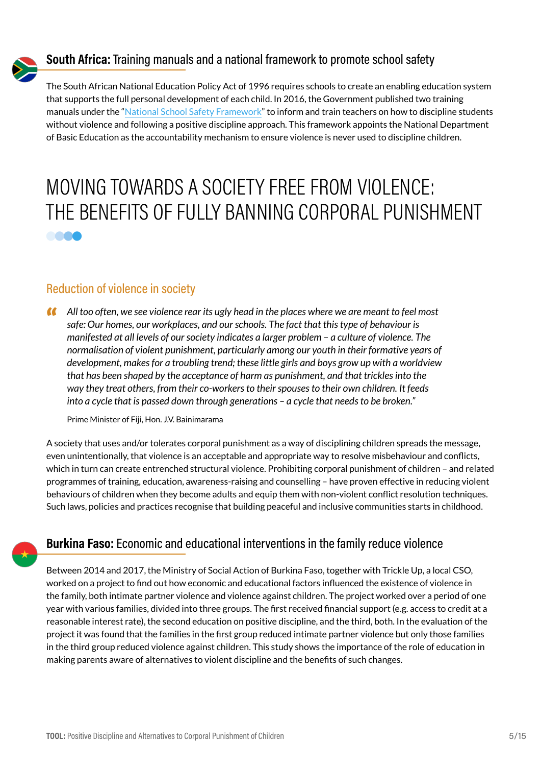### **South Africa:** Training manuals and a national framework to promote school safety

The South African National Education Policy Act of 1996 requires schools to create an enabling education system that supports the full personal development of each child. In 2016, the Government published two training manuals under the "National School Safety Framework" to inform and train teachers on how to discipline students without violence and following a positive discipline approach. This framework appoints the National Department of Basic Education as the accountability mechanism to ensure violence is never used to discipline children.

# MOVING TOWARDS A SOCIETY FREE FROM VIOLENCE: THE BENEFITS OF FULLY BANNING CORPORAL PUNISHMENT

## Reduction of violence in society

> *All too often, we see violence rear its ugly head in the places where we are meant to feel most safe: Our homes, our workplaces, and our schools. The fact that this type of behaviour is manifested at all levels of our society indicates a larger problem – a culture of violence. The normalisation of violent punishment, particularly among our youth in their formative years of development, makes for a troubling trend; these little girls and boys grow up with a worldview that has been shaped by the acceptance of harm as punishment, and that trickles into the way they treat others, from their co-workers to their spouses to their own children. It feeds into a cycle that is passed down through generations – a cycle that needs to be broken."*
>
> Prime Minister of Fiji, Hon. J.V. Bainimarama

A society that uses and/or tolerates corporal punishment as a way of disciplining children spreads the message, even unintentionally, that violence is an acceptable and appropriate way to resolve misbehaviour and conflicts, which in turn can create entrenched structural violence. Prohibiting corporal punishment of children – and related programmes of training, education, awareness-raising and counselling – have proven effective in reducing violent behaviours of children when they become adults and equip them with non-violent conflict resolution techniques. Such laws, policies and practices recognise that building peaceful and inclusive communities starts in childhood.

### **Burkina Faso:** Economic and educational interventions in the family reduce violence

Between 2014 and 2017, the Ministry of Social Action of Burkina Faso, together with Trickle Up, a local CSO, worked on a project to find out how economic and educational factors influenced the existence of violence in the family, both intimate partner violence and violence against children. The project worked over a period of one year with various families, divided into three groups. The first received financial support (e.g. access to credit at a reasonable interest rate), the second education on positive discipline, and the third, both. In the evaluation of the project it was found that the families in the first group reduced intimate partner violence but only those families in the third group reduced violence against children. This study shows the importance of the role of education in making parents aware of alternatives to violent discipline and the benefits of such changes.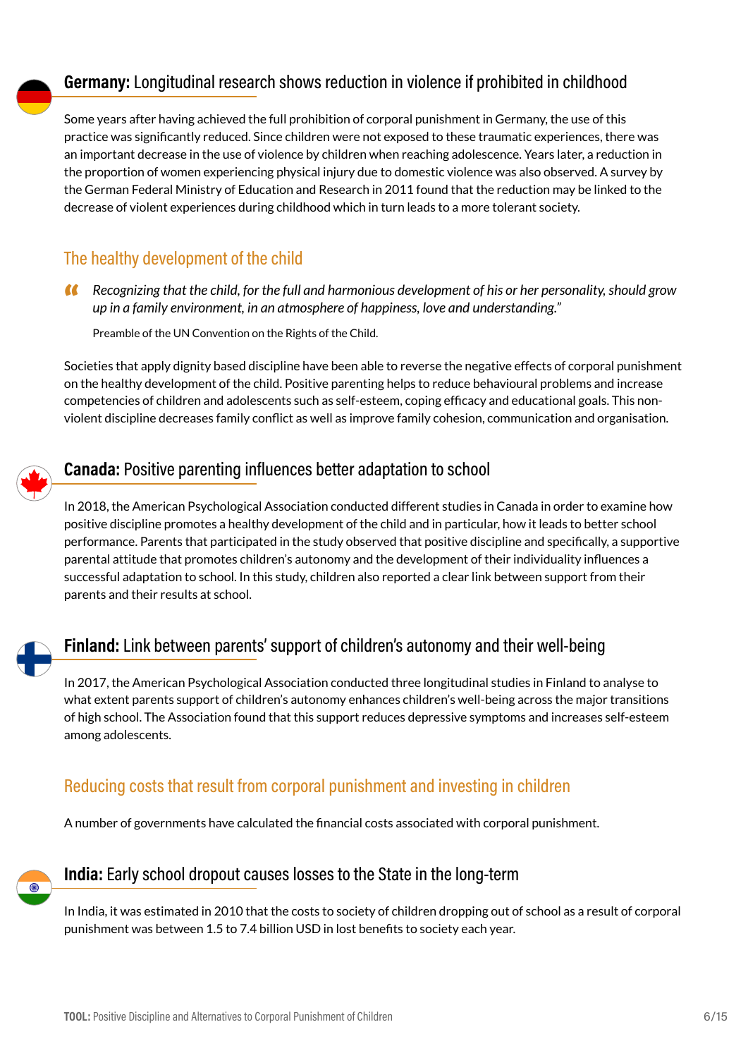### **Germany:** Longitudinal research shows reduction in violence if prohibited in childhood

Some years after having achieved the full prohibition of corporal punishment in Germany, the use of this practice was significantly reduced. Since children were not exposed to these traumatic experiences, there was an important decrease in the use of violence by children when reaching adolescence. Years later, a reduction in the proportion of women experiencing physical injury due to domestic violence was also observed. A survey by the German Federal Ministry of Education and Research in 2011 found that the reduction may be linked to the decrease of violent experiences during childhood which in turn leads to a more tolerant society.

## The healthy development of the child

> *Recognizing that the child, for the full and harmonious development of his or her personality, should grow up in a family environment, in an atmosphere of happiness, love and understanding."*
>
> Preamble of the UN Convention on the Rights of the Child.

Societies that apply dignity based discipline have been able to reverse the negative effects of corporal punishment on the healthy development of the child. Positive parenting helps to reduce behavioural problems and increase competencies of children and adolescents such as self-esteem, coping efficacy and educational goals. This non-violent discipline decreases family conflict as well as improve family cohesion, communication and organisation.

### **Canada:** Positive parenting influences better adaptation to school

In 2018, the American Psychological Association conducted different studies in Canada in order to examine how positive discipline promotes a healthy development of the child and in particular, how it leads to better school performance. Parents that participated in the study observed that positive discipline and specifically, a supportive parental attitude that promotes children's autonomy and the development of their individuality influences a successful adaptation to school. In this study, children also reported a clear link between support from their parents and their results at school.

### **Finland:** Link between parents' support of children's autonomy and their well-being

In 2017, the American Psychological Association conducted three longitudinal studies in Finland to analyse to what extent parents support of children's autonomy enhances children's well-being across the major transitions of high school. The Association found that this support reduces depressive symptoms and increases self-esteem among adolescents.

## Reducing costs that result from corporal punishment and investing in children

A number of governments have calculated the financial costs associated with corporal punishment.

### **India:** Early school dropout causes losses to the State in the long-term

In India, it was estimated in 2010 that the costs to society of children dropping out of school as a result of corporal punishment was between 1.5 to 7.4 billion USD in lost benefits to society each year.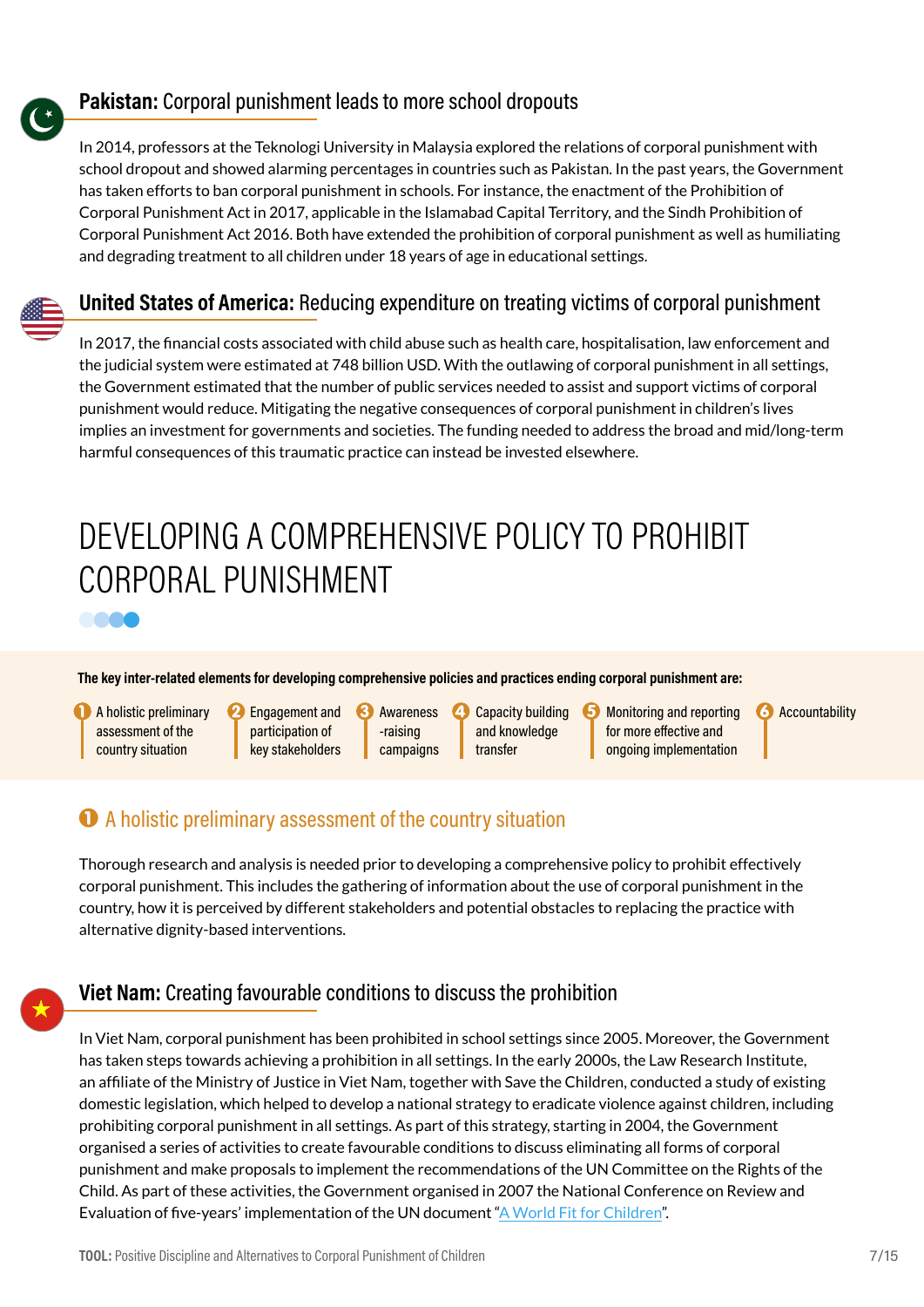### **Pakistan:** Corporal punishment leads to more school dropouts

In 2014, professors at the Teknologi University in Malaysia explored the relations of corporal punishment with school dropout and showed alarming percentages in countries such as Pakistan. In the past years, the Government has taken efforts to ban corporal punishment in schools. For instance, the enactment of the Prohibition of Corporal Punishment Act in 2017, applicable in the Islamabad Capital Territory, and the Sindh Prohibition of Corporal Punishment Act 2016. Both have extended the prohibition of corporal punishment as well as humiliating and degrading treatment to all children under 18 years of age in educational settings.

### **United States of America:** Reducing expenditure on treating victims of corporal punishment

In 2017, the financial costs associated with child abuse such as health care, hospitalisation, law enforcement and the judicial system were estimated at 748 billion USD. With the outlawing of corporal punishment in all settings, the Government estimated that the number of public services needed to assist and support victims of corporal punishment would reduce. Mitigating the negative consequences of corporal punishment in children's lives implies an investment for governments and societies. The funding needed to address the broad and mid/long-term harmful consequences of this traumatic practice can instead be invested elsewhere.

# DEVELOPING A COMPREHENSIVE POLICY TO PROHIBIT CORPORAL PUNISHMENT

**The key inter-related elements for developing comprehensive policies and practices ending corporal punishment are:**

1. A holistic preliminary assessment of the country situation
2. Engagement and participation of key stakeholders
3. Awareness-raising campaigns
4. Capacity building and knowledge transfer
5. Monitoring and reporting for more effective and ongoing implementation
6. Accountability

## ❶ A holistic preliminary assessment of the country situation

Thorough research and analysis is needed prior to developing a comprehensive policy to prohibit effectively corporal punishment. This includes the gathering of information about the use of corporal punishment in the country, how it is perceived by different stakeholders and potential obstacles to replacing the practice with alternative dignity-based interventions.

### **Viet Nam:** Creating favourable conditions to discuss the prohibition

In Viet Nam, corporal punishment has been prohibited in school settings since 2005. Moreover, the Government has taken steps towards achieving a prohibition in all settings. In the early 2000s, the Law Research Institute, an affiliate of the Ministry of Justice in Viet Nam, together with Save the Children, conducted a study of existing domestic legislation, which helped to develop a national strategy to eradicate violence against children, including prohibiting corporal punishment in all settings. As part of this strategy, starting in 2004, the Government organised a series of activities to create favourable conditions to discuss eliminating all forms of corporal punishment and make proposals to implement the recommendations of the UN Committee on the Rights of the Child. As part of these activities, the Government organised in 2007 the National Conference on Review and Evaluation of five-years' implementation of the UN document "A World Fit for Children".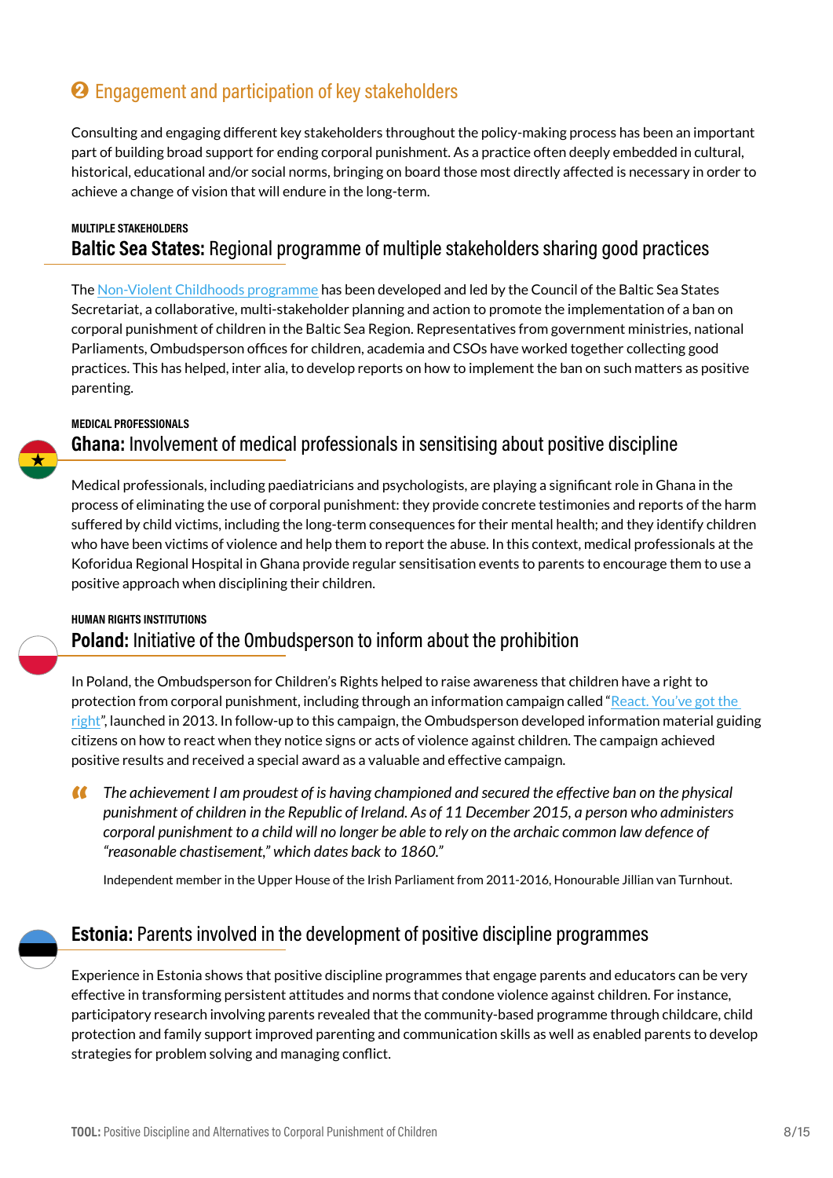## ❷ Engagement and participation of key stakeholders

Consulting and engaging different key stakeholders throughout the policy-making process has been an important part of building broad support for ending corporal punishment. As a practice often deeply embedded in cultural, historical, educational and/or social norms, bringing on board those most directly affected is necessary in order to achieve a change of vision that will endure in the long-term.

MULTIPLE STAKEHOLDERS

### **Baltic Sea States:** Regional programme of multiple stakeholders sharing good practices

The Non-Violent Childhoods programme has been developed and led by the Council of the Baltic Sea States Secretariat, a collaborative, multi-stakeholder planning and action to promote the implementation of a ban on corporal punishment of children in the Baltic Sea Region. Representatives from government ministries, national Parliaments, Ombudsperson offices for children, academia and CSOs have worked together collecting good practices. This has helped, inter alia, to develop reports on how to implement the ban on such matters as positive parenting.

MEDICAL PROFESSIONALS

### **Ghana:** Involvement of medical professionals in sensitising about positive discipline

Medical professionals, including paediatricians and psychologists, are playing a significant role in Ghana in the process of eliminating the use of corporal punishment: they provide concrete testimonies and reports of the harm suffered by child victims, including the long-term consequences for their mental health; and they identify children who have been victims of violence and help them to report the abuse. In this context, medical professionals at the Koforidua Regional Hospital in Ghana provide regular sensitisation events to parents to encourage them to use a positive approach when disciplining their children.

HUMAN RIGHTS INSTITUTIONS

### **Poland:** Initiative of the Ombudsperson to inform about the prohibition

In Poland, the Ombudsperson for Children's Rights helped to raise awareness that children have a right to protection from corporal punishment, including through an information campaign called "React. You've got the right", launched in 2013. In follow-up to this campaign, the Ombudsperson developed information material guiding citizens on how to react when they notice signs or acts of violence against children. The campaign achieved positive results and received a special award as a valuable and effective campaign.

> *The achievement I am proudest of is having championed and secured the effective ban on the physical punishment of children in the Republic of Ireland. As of 11 December 2015, a person who administers corporal punishment to a child will no longer be able to rely on the archaic common law defence of "reasonable chastisement," which dates back to 1860."*
>
> Independent member in the Upper House of the Irish Parliament from 2011-2016, Honourable Jillian van Turnhout.

### **Estonia:** Parents involved in the development of positive discipline programmes

Experience in Estonia shows that positive discipline programmes that engage parents and educators can be very effective in transforming persistent attitudes and norms that condone violence against children. For instance, participatory research involving parents revealed that the community-based programme through childcare, child protection and family support improved parenting and communication skills as well as enabled parents to develop strategies for problem solving and managing conflict.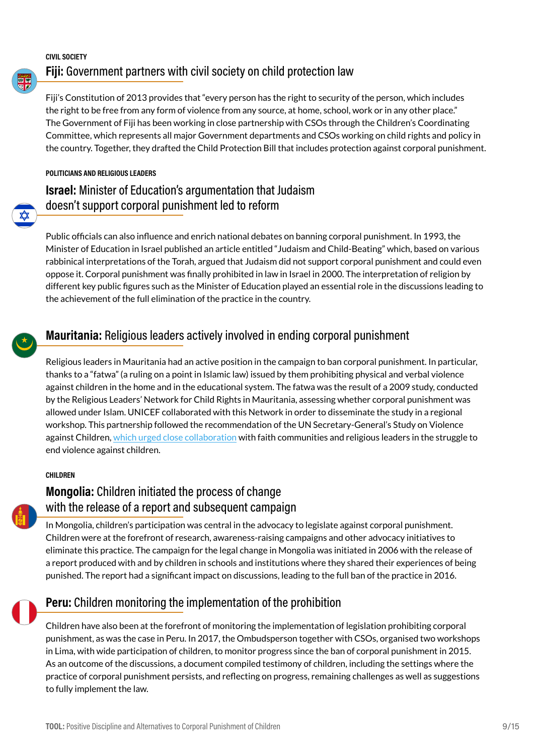CIVIL SOCIETY

## **Fiji:** Government partners with civil society on child protection law

Fiji's Constitution of 2013 provides that "every person has the right to security of the person, which includes the right to be free from any form of violence from any source, at home, school, work or in any other place." The Government of Fiji has been working in close partnership with CSOs through the Children's Coordinating Committee, which represents all major Government departments and CSOs working on child rights and policy in the country. Together, they drafted the Child Protection Bill that includes protection against corporal punishment.

POLITICIANS AND RELIGIOUS LEADERS

## **Israel:** Minister of Education's argumentation that Judaism doesn't support corporal punishment led to reform

Public officials can also influence and enrich national debates on banning corporal punishment. In 1993, the Minister of Education in Israel published an article entitled "Judaism and Child-Beating" which, based on various rabbinical interpretations of the Torah, argued that Judaism did not support corporal punishment and could even oppose it. Corporal punishment was finally prohibited in law in Israel in 2000. The interpretation of religion by different key public figures such as the Minister of Education played an essential role in the discussions leading to the achievement of the full elimination of the practice in the country.

## **Mauritania:** Religious leaders actively involved in ending corporal punishment

Religious leaders in Mauritania had an active position in the campaign to ban corporal punishment. In particular, thanks to a "fatwa" (a ruling on a point in Islamic law) issued by them prohibiting physical and verbal violence against children in the home and in the educational system. The fatwa was the result of a 2009 study, conducted by the Religious Leaders' Network for Child Rights in Mauritania, assessing whether corporal punishment was allowed under Islam. UNICEF collaborated with this Network in order to disseminate the study in a regional workshop. This partnership followed the recommendation of the UN Secretary-General's Study on Violence against Children, which urged close collaboration with faith communities and religious leaders in the struggle to end violence against children.

CHILDREN

## **Mongolia:** Children initiated the process of change with the release of a report and subsequent campaign

In Mongolia, children's participation was central in the advocacy to legislate against corporal punishment. Children were at the forefront of research, awareness-raising campaigns and other advocacy initiatives to eliminate this practice. The campaign for the legal change in Mongolia was initiated in 2006 with the release of a report produced with and by children in schools and institutions where they shared their experiences of being punished. The report had a significant impact on discussions, leading to the full ban of the practice in 2016.

## **Peru:** Children monitoring the implementation of the prohibition

Children have also been at the forefront of monitoring the implementation of legislation prohibiting corporal punishment, as was the case in Peru. In 2017, the Ombudsperson together with CSOs, organised two workshops in Lima, with wide participation of children, to monitor progress since the ban of corporal punishment in 2015. As an outcome of the discussions, a document compiled testimony of children, including the settings where the practice of corporal punishment persists, and reflecting on progress, remaining challenges as well as suggestions to fully implement the law.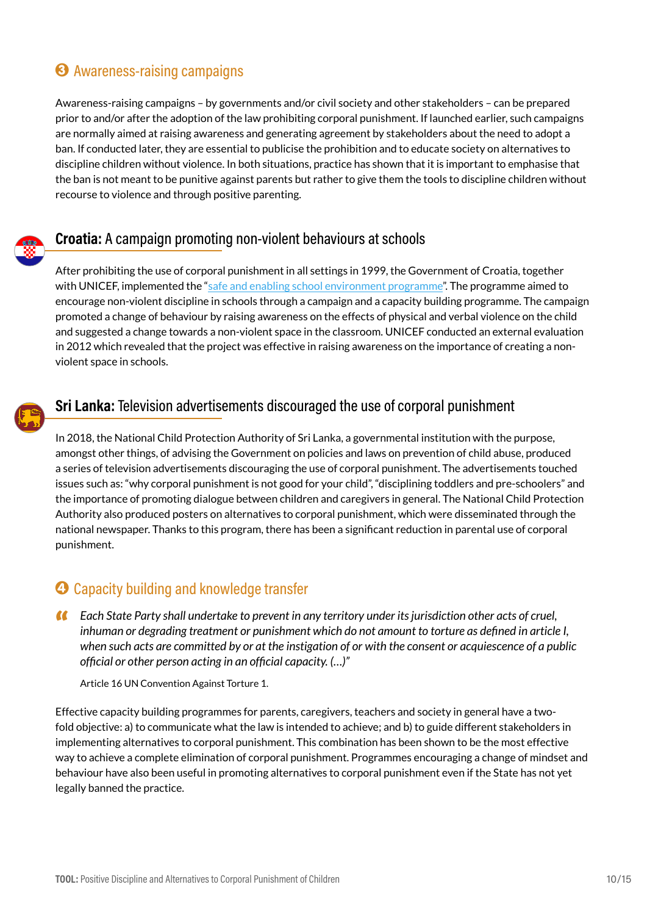## ❸ Awareness-raising campaigns

Awareness-raising campaigns – by governments and/or civil society and other stakeholders – can be prepared prior to and/or after the adoption of the law prohibiting corporal punishment. If launched earlier, such campaigns are normally aimed at raising awareness and generating agreement by stakeholders about the need to adopt a ban. If conducted later, they are essential to publicise the prohibition and to educate society on alternatives to discipline children without violence. In both situations, practice has shown that it is important to emphasise that the ban is not meant to be punitive against parents but rather to give them the tools to discipline children without recourse to violence and through positive parenting.

### **Croatia:** A campaign promoting non-violent behaviours at schools

After prohibiting the use of corporal punishment in all settings in 1999, the Government of Croatia, together with UNICEF, implemented the "safe and enabling school environment programme". The programme aimed to encourage non-violent discipline in schools through a campaign and a capacity building programme. The campaign promoted a change of behaviour by raising awareness on the effects of physical and verbal violence on the child and suggested a change towards a non-violent space in the classroom. UNICEF conducted an external evaluation in 2012 which revealed that the project was effective in raising awareness on the importance of creating a non-violent space in schools.

### **Sri Lanka:** Television advertisements discouraged the use of corporal punishment

In 2018, the National Child Protection Authority of Sri Lanka, a governmental institution with the purpose, amongst other things, of advising the Government on policies and laws on prevention of child abuse, produced a series of television advertisements discouraging the use of corporal punishment. The advertisements touched issues such as: "why corporal punishment is not good for your child", "disciplining toddlers and pre-schoolers" and the importance of promoting dialogue between children and caregivers in general. The National Child Protection Authority also produced posters on alternatives to corporal punishment, which were disseminated through the national newspaper. Thanks to this program, there has been a significant reduction in parental use of corporal punishment.

## ❹ Capacity building and knowledge transfer

> *Each State Party shall undertake to prevent in any territory under its jurisdiction other acts of cruel, inhuman or degrading treatment or punishment which do not amount to torture as defined in article I, when such acts are committed by or at the instigation of or with the consent or acquiescence of a public official or other person acting in an official capacity. (…)"*
>
> Article 16 UN Convention Against Torture 1.

Effective capacity building programmes for parents, caregivers, teachers and society in general have a two-fold objective: a) to communicate what the law is intended to achieve; and b) to guide different stakeholders in implementing alternatives to corporal punishment. This combination has been shown to be the most effective way to achieve a complete elimination of corporal punishment. Programmes encouraging a change of mindset and behaviour have also been useful in promoting alternatives to corporal punishment even if the State has not yet legally banned the practice.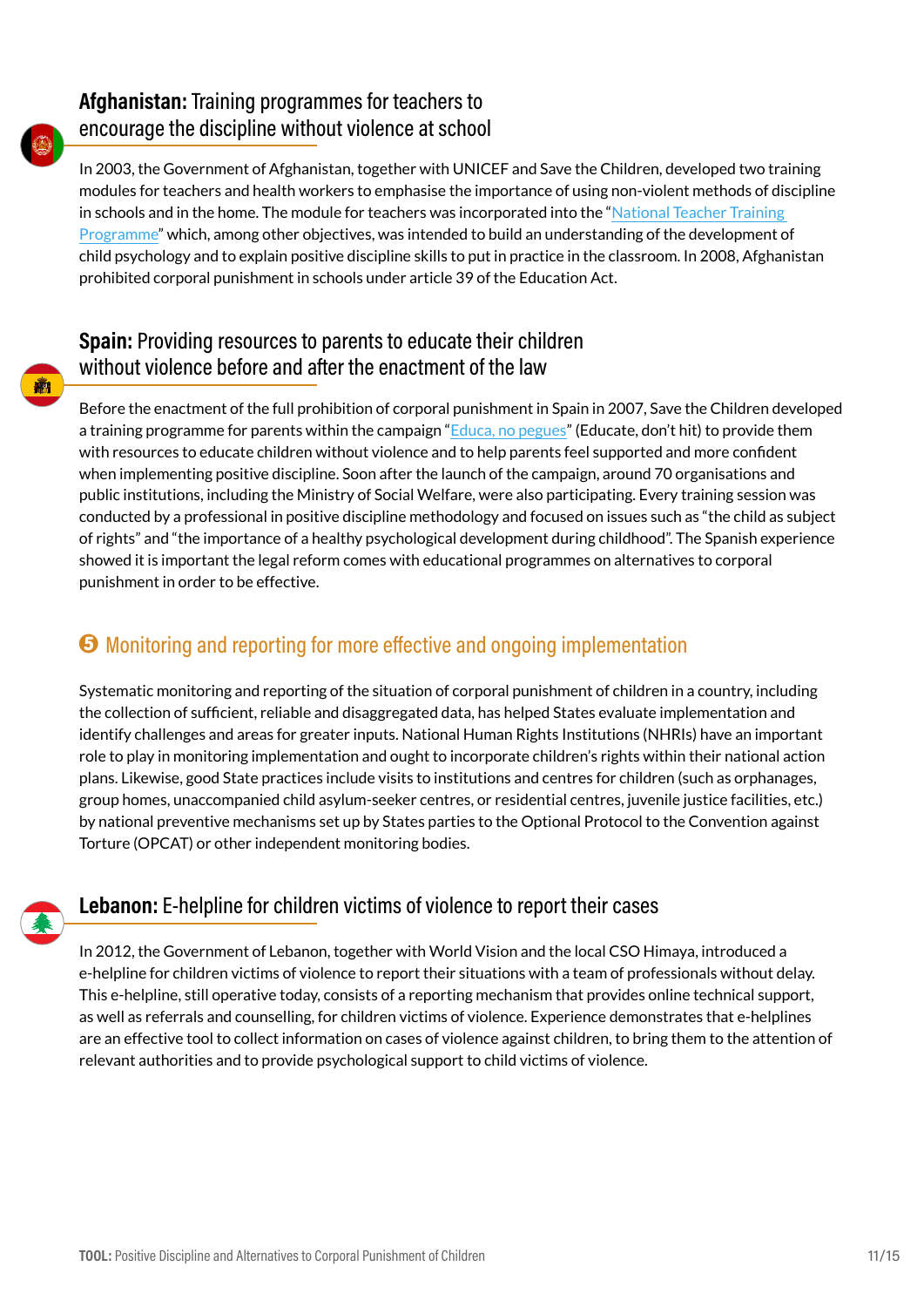### **Afghanistan:** Training programmes for teachers to encourage the discipline without violence at school

In 2003, the Government of Afghanistan, together with UNICEF and Save the Children, developed two training modules for teachers and health workers to emphasise the importance of using non-violent methods of discipline in schools and in the home. The module for teachers was incorporated into the "National Teacher Training Programme" which, among other objectives, was intended to build an understanding of the development of child psychology and to explain positive discipline skills to put in practice in the classroom. In 2008, Afghanistan prohibited corporal punishment in schools under article 39 of the Education Act.

### **Spain:** Providing resources to parents to educate their children without violence before and after the enactment of the law

Before the enactment of the full prohibition of corporal punishment in Spain in 2007, Save the Children developed a training programme for parents within the campaign "Educa, no pegues" (Educate, don't hit) to provide them with resources to educate children without violence and to help parents feel supported and more confident when implementing positive discipline. Soon after the launch of the campaign, around 70 organisations and public institutions, including the Ministry of Social Welfare, were also participating. Every training session was conducted by a professional in positive discipline methodology and focused on issues such as "the child as subject of rights" and "the importance of a healthy psychological development during childhood". The Spanish experience showed it is important the legal reform comes with educational programmes on alternatives to corporal punishment in order to be effective.

## ❺ Monitoring and reporting for more effective and ongoing implementation

Systematic monitoring and reporting of the situation of corporal punishment of children in a country, including the collection of sufficient, reliable and disaggregated data, has helped States evaluate implementation and identify challenges and areas for greater inputs. National Human Rights Institutions (NHRIs) have an important role to play in monitoring implementation and ought to incorporate children's rights within their national action plans. Likewise, good State practices include visits to institutions and centres for children (such as orphanages, group homes, unaccompanied child asylum-seeker centres, or residential centres, juvenile justice facilities, etc.) by national preventive mechanisms set up by States parties to the Optional Protocol to the Convention against Torture (OPCAT) or other independent monitoring bodies.

### **Lebanon:** E-helpline for children victims of violence to report their cases

In 2012, the Government of Lebanon, together with World Vision and the local CSO Himaya, introduced a e-helpline for children victims of violence to report their situations with a team of professionals without delay. This e-helpline, still operative today, consists of a reporting mechanism that provides online technical support, as well as referrals and counselling, for children victims of violence. Experience demonstrates that e-helplines are an effective tool to collect information on cases of violence against children, to bring them to the attention of relevant authorities and to provide psychological support to child victims of violence.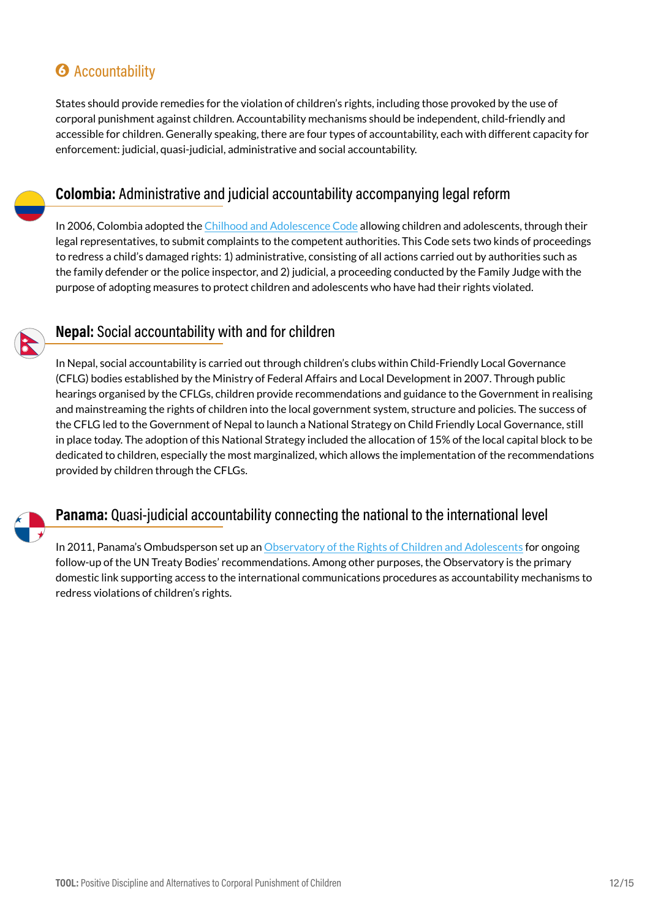## 6 Accountability

States should provide remedies for the violation of children's rights, including those provoked by the use of corporal punishment against children. Accountability mechanisms should be independent, child-friendly and accessible for children. Generally speaking, there are four types of accountability, each with different capacity for enforcement: judicial, quasi-judicial, administrative and social accountability.

### **Colombia:** Administrative and judicial accountability accompanying legal reform

In 2006, Colombia adopted the Chilhood and Adolescence Code allowing children and adolescents, through their legal representatives, to submit complaints to the competent authorities. This Code sets two kinds of proceedings to redress a child's damaged rights: 1) administrative, consisting of all actions carried out by authorities such as the family defender or the police inspector, and 2) judicial, a proceeding conducted by the Family Judge with the purpose of adopting measures to protect children and adolescents who have had their rights violated.

### **Nepal:** Social accountability with and for children

In Nepal, social accountability is carried out through children's clubs within Child-Friendly Local Governance (CFLG) bodies established by the Ministry of Federal Affairs and Local Development in 2007. Through public hearings organised by the CFLGs, children provide recommendations and guidance to the Government in realising and mainstreaming the rights of children into the local government system, structure and policies. The success of the CFLG led to the Government of Nepal to launch a National Strategy on Child Friendly Local Governance, still in place today. The adoption of this National Strategy included the allocation of 15% of the local capital block to be dedicated to children, especially the most marginalized, which allows the implementation of the recommendations provided by children through the CFLGs.

### **Panama:** Quasi-judicial accountability connecting the national to the international level

In 2011, Panama's Ombudsperson set up an Observatory of the Rights of Children and Adolescents for ongoing follow-up of the UN Treaty Bodies' recommendations. Among other purposes, the Observatory is the primary domestic link supporting access to the international communications procedures as accountability mechanisms to redress violations of children's rights.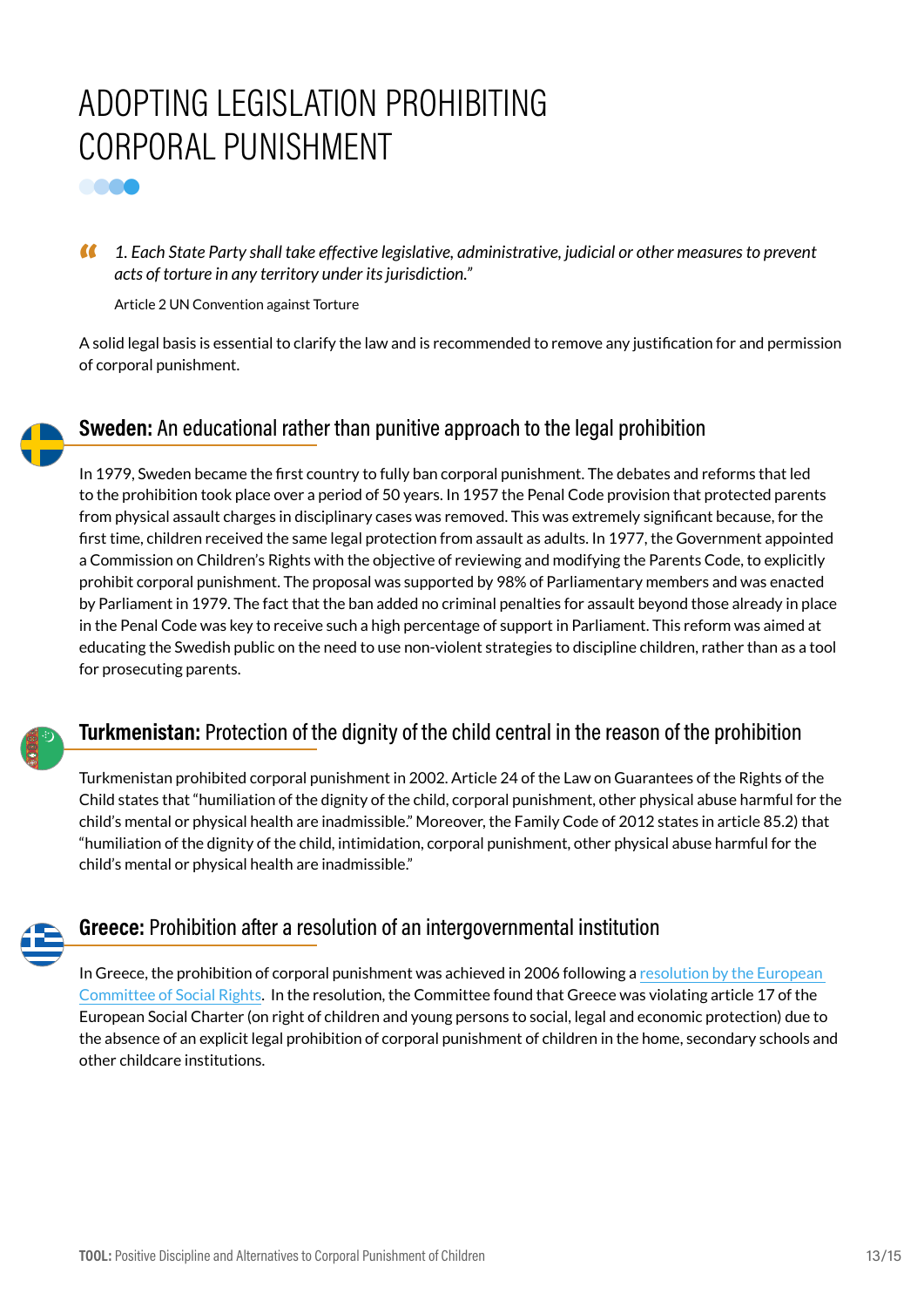# ADOPTING LEGISLATION PROHIBITING CORPORAL PUNISHMENT

> *1. Each State Party shall take effective legislative, administrative, judicial or other measures to prevent acts of torture in any territory under its jurisdiction."*
>
> Article 2 UN Convention against Torture

A solid legal basis is essential to clarify the law and is recommended to remove any justification for and permission of corporal punishment.

## **Sweden:** An educational rather than punitive approach to the legal prohibition

In 1979, Sweden became the first country to fully ban corporal punishment. The debates and reforms that led to the prohibition took place over a period of 50 years. In 1957 the Penal Code provision that protected parents from physical assault charges in disciplinary cases was removed. This was extremely significant because, for the first time, children received the same legal protection from assault as adults. In 1977, the Government appointed a Commission on Children's Rights with the objective of reviewing and modifying the Parents Code, to explicitly prohibit corporal punishment. The proposal was supported by 98% of Parliamentary members and was enacted by Parliament in 1979. The fact that the ban added no criminal penalties for assault beyond those already in place in the Penal Code was key to receive such a high percentage of support in Parliament. This reform was aimed at educating the Swedish public on the need to use non-violent strategies to discipline children, rather than as a tool for prosecuting parents.

## **Turkmenistan:** Protection of the dignity of the child central in the reason of the prohibition

Turkmenistan prohibited corporal punishment in 2002. Article 24 of the Law on Guarantees of the Rights of the Child states that "humiliation of the dignity of the child, corporal punishment, other physical abuse harmful for the child's mental or physical health are inadmissible." Moreover, the Family Code of 2012 states in article 85.2) that "humiliation of the dignity of the child, intimidation, corporal punishment, other physical abuse harmful for the child's mental or physical health are inadmissible."

## **Greece:** Prohibition after a resolution of an intergovernmental institution

In Greece, the prohibition of corporal punishment was achieved in 2006 following a resolution by the European Committee of Social Rights. In the resolution, the Committee found that Greece was violating article 17 of the European Social Charter (on right of children and young persons to social, legal and economic protection) due to the absence of an explicit legal prohibition of corporal punishment of children in the home, secondary schools and other childcare institutions.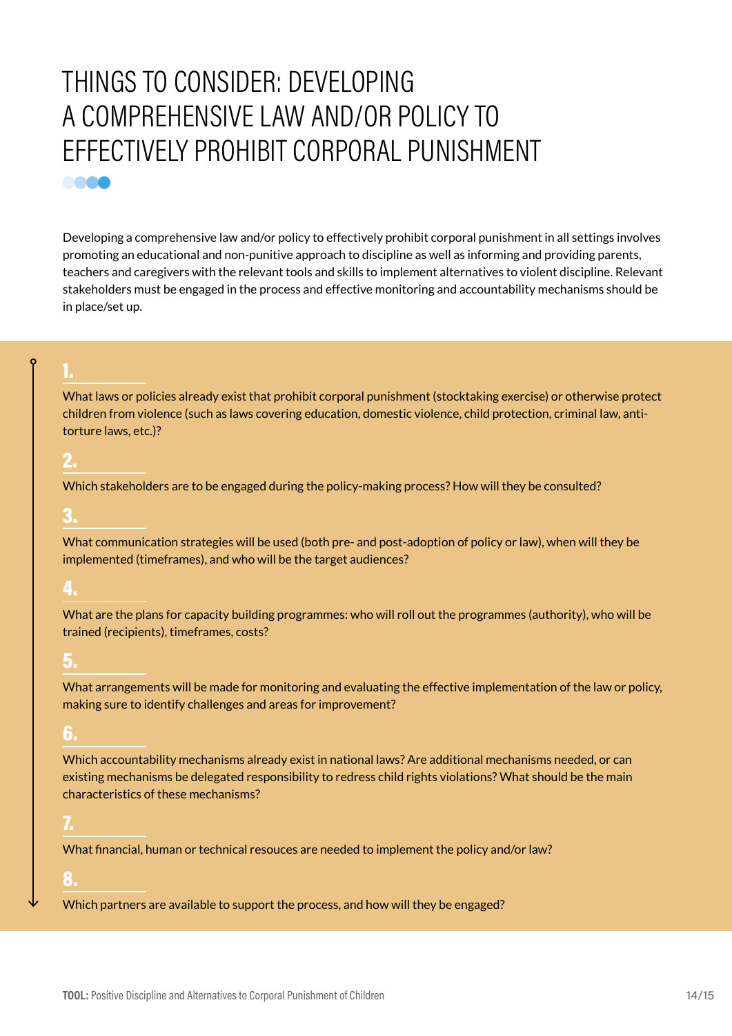# THINGS TO CONSIDER: DEVELOPING A COMPREHENSIVE LAW AND/OR POLICY TO EFFECTIVELY PROHIBIT CORPORAL PUNISHMENT

Developing a comprehensive law and/or policy to effectively prohibit corporal punishment in all settings involves promoting an educational and non-punitive approach to discipline as well as informing and providing parents, teachers and caregivers with the relevant tools and skills to implement alternatives to violent discipline. Relevant stakeholders must be engaged in the process and effective monitoring and accountability mechanisms should be in place/set up.

**1.**

What laws or policies already exist that prohibit corporal punishment (stocktaking exercise) or otherwise protect children from violence (such as laws covering education, domestic violence, child protection, criminal law, anti-torture laws, etc.)?

**2.**

Which stakeholders are to be engaged during the policy-making process? How will they be consulted?

**3.**

What communication strategies will be used (both pre- and post-adoption of policy or law), when will they be implemented (timeframes), and who will be the target audiences?

**4.**

What are the plans for capacity building programmes: who will roll out the programmes (authority), who will be trained (recipients), timeframes, costs?

**5.**

What arrangements will be made for monitoring and evaluating the effective implementation of the law or policy, making sure to identify challenges and areas for improvement?

**6.**

Which accountability mechanisms already exist in national laws? Are additional mechanisms needed, or can existing mechanisms be delegated responsibility to redress child rights violations? What should be the main characteristics of these mechanisms?

**7.**

What financial, human or technical resouces are needed to implement the policy and/or law?

**8.**

Which partners are available to support the process, and how will they be engaged?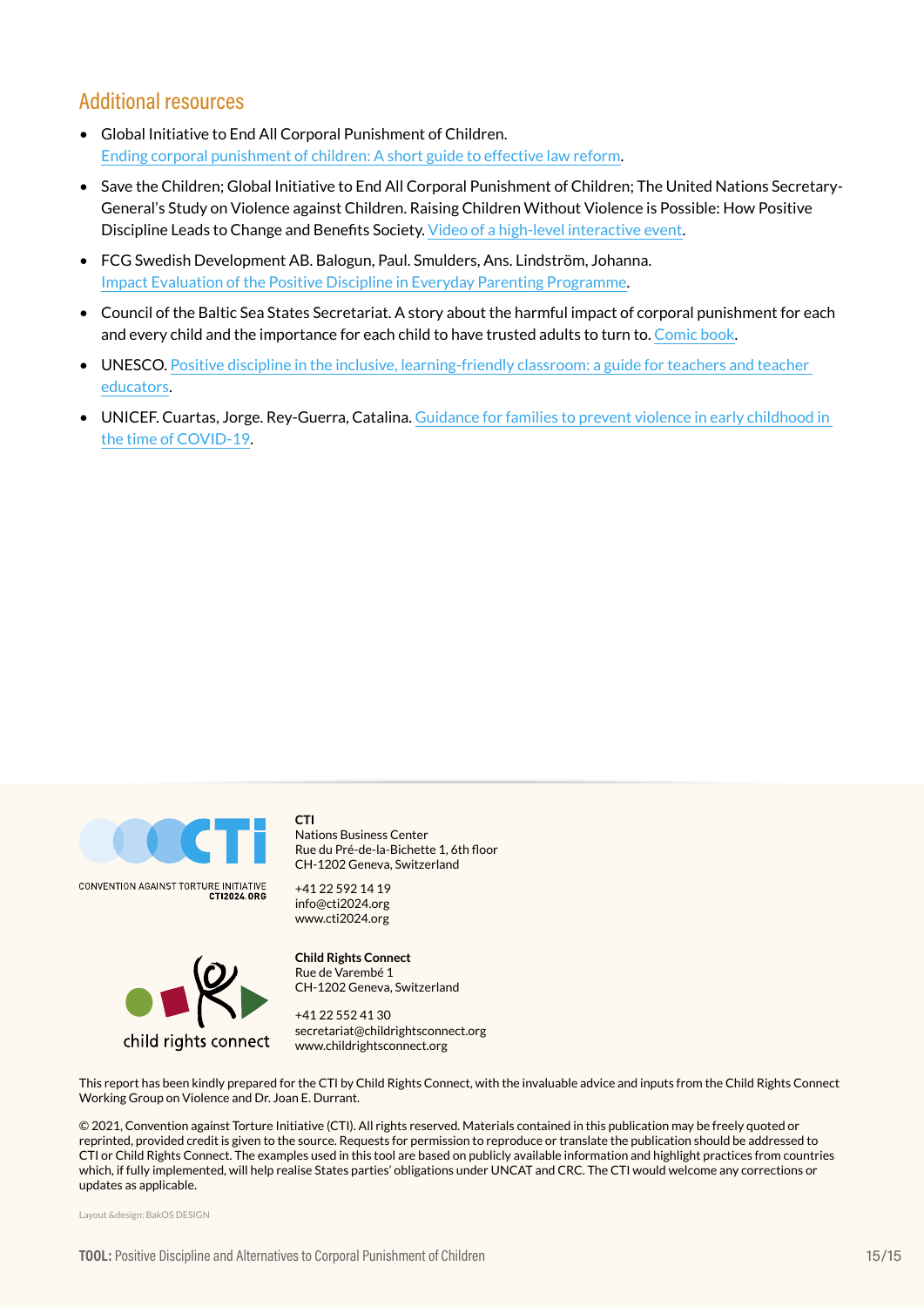## Additional resources

- Global Initiative to End All Corporal Punishment of Children. Ending corporal punishment of children: A short guide to effective law reform.
- Save the Children; Global Initiative to End All Corporal Punishment of Children; The United Nations Secretary-General's Study on Violence against Children. Raising Children Without Violence is Possible: How Positive Discipline Leads to Change and Benefits Society. Video of a high-level interactive event.
- FCG Swedish Development AB. Balogun, Paul. Smulders, Ans. Lindström, Johanna. Impact Evaluation of the Positive Discipline in Everyday Parenting Programme.
- Council of the Baltic Sea States Secretariat. A story about the harmful impact of corporal punishment for each and every child and the importance for each child to have trusted adults to turn to. Comic book.
- UNESCO. Positive discipline in the inclusive, learning-friendly classroom: a guide for teachers and teacher educators.
- UNICEF. Cuartas, Jorge. Rey-Guerra, Catalina. Guidance for families to prevent violence in early childhood in the time of COVID-19.

CONVENTION AGAINST TORTURE INITIATIVE
CTI2024.ORG

**CTI**
Nations Business Center
Rue du Pré-de-la-Bichette 1, 6th floor
CH-1202 Geneva, Switzerland

+41 22 592 14 19
info@cti2024.org
www.cti2024.org

child rights connect

**Child Rights Connect**
Rue de Varembé 1
CH-1202 Geneva, Switzerland

+41 22 552 41 30
secretariat@childrightsconnect.org
www.childrightsconnect.org

This report has been kindly prepared for the CTI by Child Rights Connect, with the invaluable advice and inputs from the Child Rights Connect Working Group on Violence and Dr. Joan E. Durrant.

© 2021, Convention against Torture Initiative (CTI). All rights reserved. Materials contained in this publication may be freely quoted or reprinted, provided credit is given to the source. Requests for permission to reproduce or translate the publication should be addressed to CTI or Child Rights Connect. The examples used in this tool are based on publicly available information and highlight practices from countries which, if fully implemented, will help realise States parties' obligations under UNCAT and CRC. The CTI would welcome any corrections or updates as applicable.

Layout &design: BakOS DESIGN